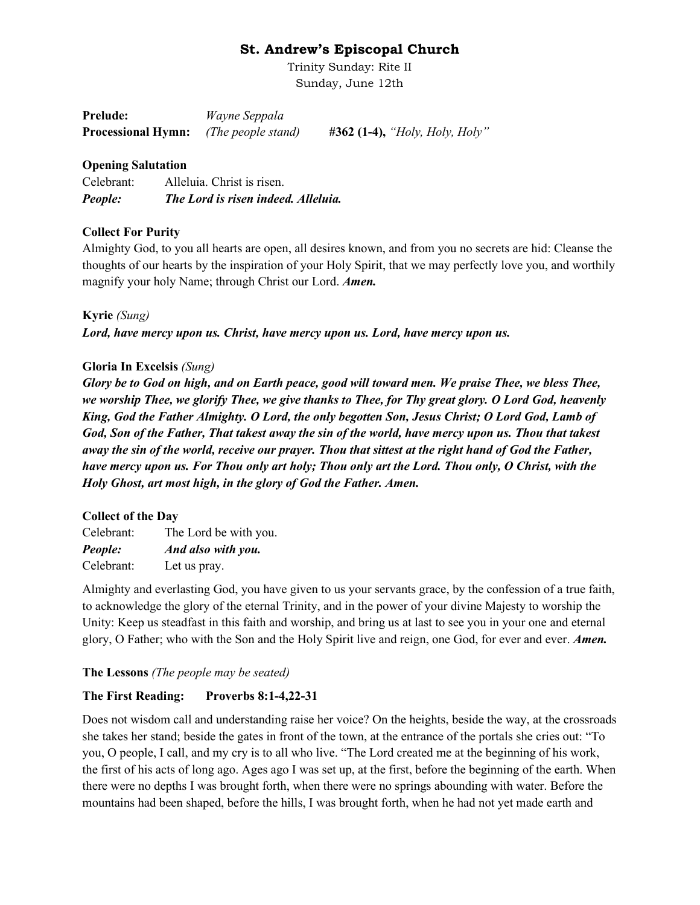# St. Andrew's Episcopal Church

Trinity Sunday: Rite II

Sunday, June 12th

**Prelude:** *Wayne Seppala*

**Processional Hymn:** *(The people stand)* **#362 (1-4),** *"Holy, Holy, Holy"*

**Opening Salutation**

Celebrant: Alleluia. Christ is risen.

***People: The Lord is risen indeed. Alleluia.***

**Collect For Purity**

Almighty God, to you all hearts are open, all desires known, and from you no secrets are hid: Cleanse the thoughts of our hearts by the inspiration of your Holy Spirit, that we may perfectly love you, and worthily magnify your holy Name; through Christ our Lord. ***Amen.***

**Kyrie** *(Sung)*

***Lord, have mercy upon us. Christ, have mercy upon us. Lord, have mercy upon us.***

**Gloria In Excelsis** *(Sung)*

***Glory be to God on high, and on Earth peace, good will toward men. We praise Thee, we bless Thee, we worship Thee, we glorify Thee, we give thanks to Thee, for Thy great glory. O Lord God, heavenly King, God the Father Almighty. O Lord, the only begotten Son, Jesus Christ; O Lord God, Lamb of God, Son of the Father, That takest away the sin of the world, have mercy upon us. Thou that takest away the sin of the world, receive our prayer. Thou that sittest at the right hand of God the Father, have mercy upon us. For Thou only art holy; Thou only art the Lord. Thou only, O Christ, with the Holy Ghost, art most high, in the glory of God the Father. Amen.***

**Collect of the Day**

Celebrant: The Lord be with you.

***People: And also with you.***

Celebrant: Let us pray.

Almighty and everlasting God, you have given to us your servants grace, by the confession of a true faith, to acknowledge the glory of the eternal Trinity, and in the power of your divine Majesty to worship the Unity: Keep us steadfast in this faith and worship, and bring us at last to see you in your one and eternal glory, O Father; who with the Son and the Holy Spirit live and reign, one God, for ever and ever. ***Amen.***

**The Lessons** *(The people may be seated)*

**The First Reading: Proverbs 8:1-4,22-31**

Does not wisdom call and understanding raise her voice? On the heights, beside the way, at the crossroads she takes her stand; beside the gates in front of the town, at the entrance of the portals she cries out: "To you, O people, I call, and my cry is to all who live. "The Lord created me at the beginning of his work, the first of his acts of long ago. Ages ago I was set up, at the first, before the beginning of the earth. When there were no depths I was brought forth, when there were no springs abounding with water. Before the mountains had been shaped, before the hills, I was brought forth, when he had not yet made earth and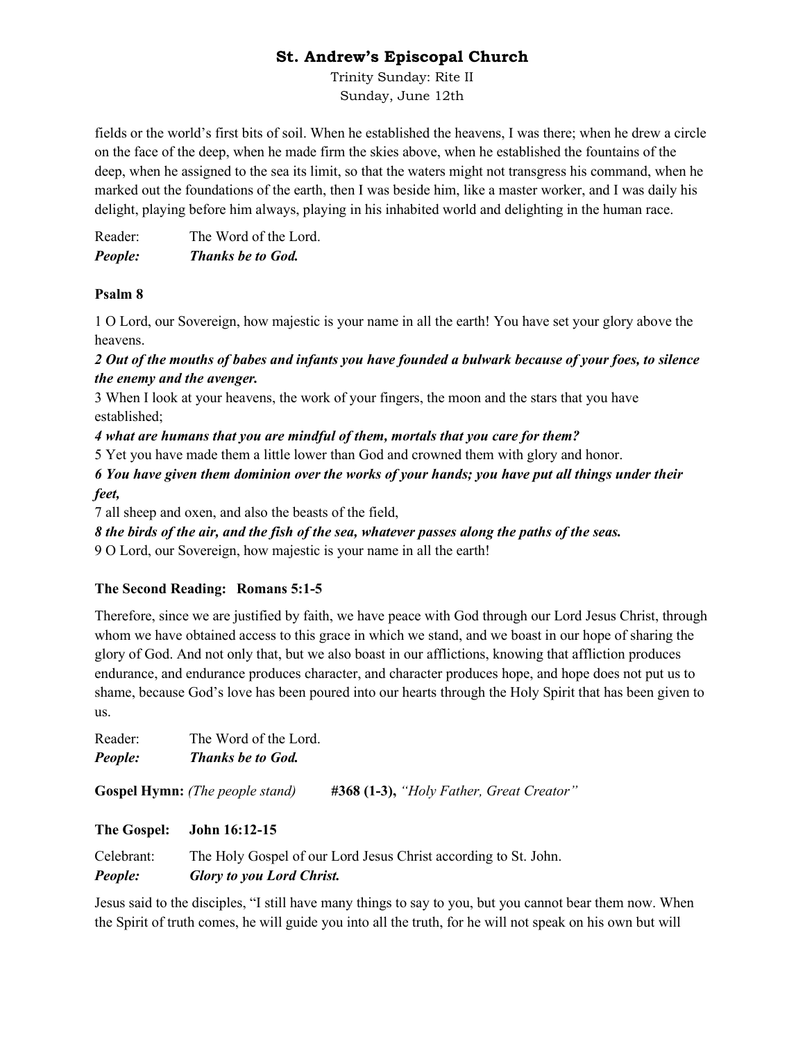fields or the world's first bits of soil. When he established the heavens, I was there; when he drew a circle on the face of the deep, when he made firm the skies above, when he established the fountains of the deep, when he assigned to the sea its limit, so that the waters might not transgress his command, when he marked out the foundations of the earth, then I was beside him, like a master worker, and I was daily his delight, playing before him always, playing in his inhabited world and delighting in the human race.

Reader: The Word of the Lord.
***People:*** ***Thanks be to God.***

**Psalm 8**

1 O Lord, our Sovereign, how majestic is your name in all the earth! You have set your glory above the heavens.

***2 Out of the mouths of babes and infants you have founded a bulwark because of your foes, to silence the enemy and the avenger.***

3 When I look at your heavens, the work of your fingers, the moon and the stars that you have established;

***4 what are humans that you are mindful of them, mortals that you care for them?***

5 Yet you have made them a little lower than God and crowned them with glory and honor.

***6 You have given them dominion over the works of your hands; you have put all things under their feet,***

7 all sheep and oxen, and also the beasts of the field,

***8 the birds of the air, and the fish of the sea, whatever passes along the paths of the seas.***

9 O Lord, our Sovereign, how majestic is your name in all the earth!

**The Second Reading: Romans 5:1-5**

Therefore, since we are justified by faith, we have peace with God through our Lord Jesus Christ, through whom we have obtained access to this grace in which we stand, and we boast in our hope of sharing the glory of God. And not only that, but we also boast in our afflictions, knowing that affliction produces endurance, and endurance produces character, and character produces hope, and hope does not put us to shame, because God's love has been poured into our hearts through the Holy Spirit that has been given to us.

Reader: The Word of the Lord.
***People:*** ***Thanks be to God.***

**Gospel Hymn:** *(The people stand)* **#368 (1-3),** *"Holy Father, Great Creator"*

**The Gospel: John 16:12-15**

Celebrant: The Holy Gospel of our Lord Jesus Christ according to St. John.
***People:*** ***Glory to you Lord Christ.***

Jesus said to the disciples, "I still have many things to say to you, but you cannot bear them now. When the Spirit of truth comes, he will guide you into all the truth, for he will not speak on his own but will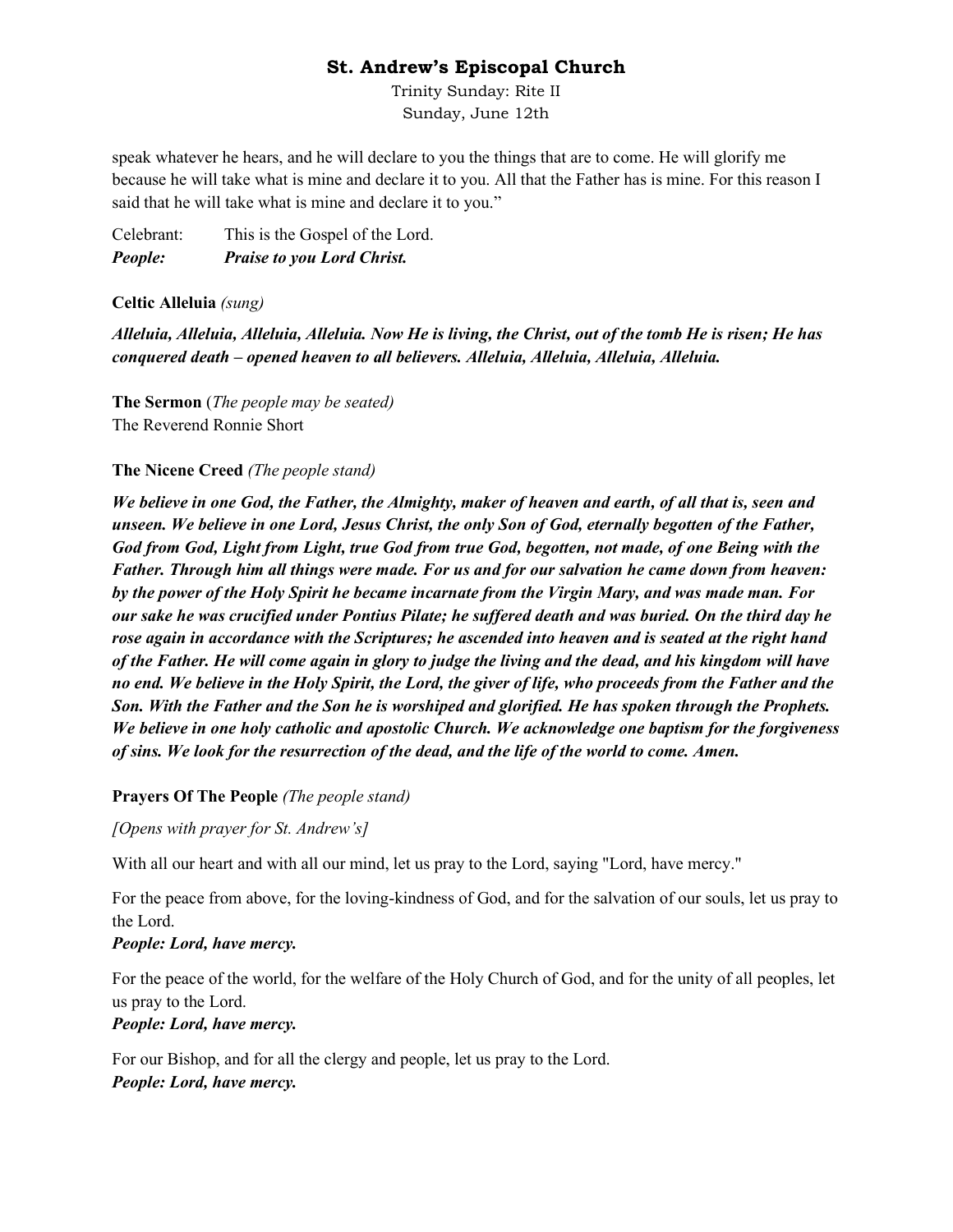speak whatever he hears, and he will declare to you the things that are to come. He will glorify me because he will take what is mine and declare it to you. All that the Father has is mine. For this reason I said that he will take what is mine and declare it to you."

Celebrant: This is the Gospel of the Lord.
***People: Praise to you Lord Christ.***

**Celtic Alleluia** *(sung)*

***Alleluia, Alleluia, Alleluia, Alleluia. Now He is living, the Christ, out of the tomb He is risen; He has conquered death – opened heaven to all believers. Alleluia, Alleluia, Alleluia, Alleluia.***

**The Sermon** (*The people may be seated)*
The Reverend Ronnie Short

**The Nicene Creed** *(The people stand)*

***We believe in one God, the Father, the Almighty, maker of heaven and earth, of all that is, seen and unseen. We believe in one Lord, Jesus Christ, the only Son of God, eternally begotten of the Father, God from God, Light from Light, true God from true God, begotten, not made, of one Being with the Father. Through him all things were made. For us and for our salvation he came down from heaven: by the power of the Holy Spirit he became incarnate from the Virgin Mary, and was made man. For our sake he was crucified under Pontius Pilate; he suffered death and was buried. On the third day he rose again in accordance with the Scriptures; he ascended into heaven and is seated at the right hand of the Father. He will come again in glory to judge the living and the dead, and his kingdom will have no end. We believe in the Holy Spirit, the Lord, the giver of life, who proceeds from the Father and the Son. With the Father and the Son he is worshiped and glorified. He has spoken through the Prophets. We believe in one holy catholic and apostolic Church. We acknowledge one baptism for the forgiveness of sins. We look for the resurrection of the dead, and the life of the world to come. Amen.***

**Prayers Of The People** *(The people stand)*

*[Opens with prayer for St. Andrew's]*

With all our heart and with all our mind, let us pray to the Lord, saying "Lord, have mercy."

For the peace from above, for the loving-kindness of God, and for the salvation of our souls, let us pray to the Lord.
***People: Lord, have mercy.***

For the peace of the world, for the welfare of the Holy Church of God, and for the unity of all peoples, let us pray to the Lord.
***People: Lord, have mercy.***

For our Bishop, and for all the clergy and people, let us pray to the Lord.
***People: Lord, have mercy.***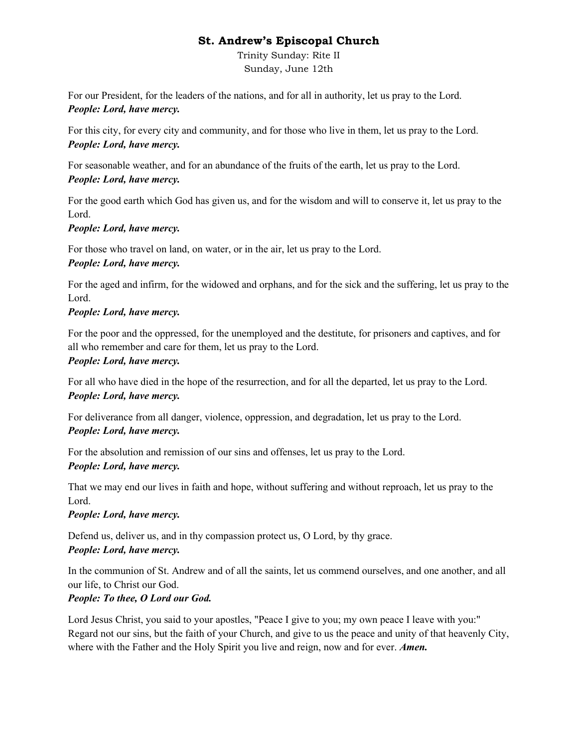# St. Andrew's Episcopal Church

Trinity Sunday: Rite II

Sunday, June 12th

For our President, for the leaders of the nations, and for all in authority, let us pray to the Lord.
***People: Lord, have mercy.***

For this city, for every city and community, and for those who live in them, let us pray to the Lord.
***People: Lord, have mercy.***

For seasonable weather, and for an abundance of the fruits of the earth, let us pray to the Lord.
***People: Lord, have mercy.***

For the good earth which God has given us, and for the wisdom and will to conserve it, let us pray to the Lord.
***People: Lord, have mercy.***

For those who travel on land, on water, or in the air, let us pray to the Lord.
***People: Lord, have mercy.***

For the aged and infirm, for the widowed and orphans, and for the sick and the suffering, let us pray to the Lord.
***People: Lord, have mercy.***

For the poor and the oppressed, for the unemployed and the destitute, for prisoners and captives, and for all who remember and care for them, let us pray to the Lord.
***People: Lord, have mercy.***

For all who have died in the hope of the resurrection, and for all the departed, let us pray to the Lord.
***People: Lord, have mercy.***

For deliverance from all danger, violence, oppression, and degradation, let us pray to the Lord.
***People: Lord, have mercy.***

For the absolution and remission of our sins and offenses, let us pray to the Lord.
***People: Lord, have mercy.***

That we may end our lives in faith and hope, without suffering and without reproach, let us pray to the Lord.
***People: Lord, have mercy.***

Defend us, deliver us, and in thy compassion protect us, O Lord, by thy grace.
***People: Lord, have mercy.***

In the communion of St. Andrew and of all the saints, let us commend ourselves, and one another, and all our life, to Christ our God.
***People: To thee, O Lord our God.***

Lord Jesus Christ, you said to your apostles, "Peace I give to you; my own peace I leave with you:" Regard not our sins, but the faith of your Church, and give to us the peace and unity of that heavenly City, where with the Father and the Holy Spirit you live and reign, now and for ever. ***Amen.***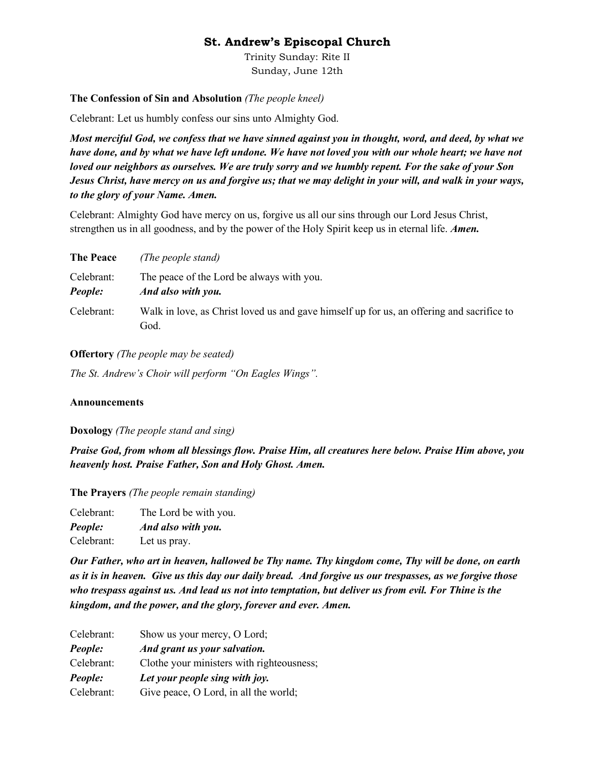## St. Andrew's Episcopal Church

Trinity Sunday: Rite II
Sunday, June 12th

**The Confession of Sin and Absolution** *(The people kneel)*

Celebrant: Let us humbly confess our sins unto Almighty God.

***Most merciful God, we confess that we have sinned against you in thought, word, and deed, by what we have done, and by what we have left undone. We have not loved you with our whole heart; we have not loved our neighbors as ourselves. We are truly sorry and we humbly repent. For the sake of your Son Jesus Christ, have mercy on us and forgive us; that we may delight in your will, and walk in your ways, to the glory of your Name. Amen.***

Celebrant: Almighty God have mercy on us, forgive us all our sins through our Lord Jesus Christ, strengthen us in all goodness, and by the power of the Holy Spirit keep us in eternal life. ***Amen.***

**The Peace** *(The people stand)*

Celebrant: The peace of the Lord be always with you.
***People: And also with you.***

Celebrant: Walk in love, as Christ loved us and gave himself up for us, an offering and sacrifice to God.

**Offertory** *(The people may be seated)*

*The St. Andrew's Choir will perform "On Eagles Wings".*

**Announcements**

**Doxology** *(The people stand and sing)*

***Praise God, from whom all blessings flow. Praise Him, all creatures here below. Praise Him above, you heavenly host. Praise Father, Son and Holy Ghost. Amen.***

**The Prayers** *(The people remain standing)*

Celebrant: The Lord be with you.
***People: And also with you.***
Celebrant: Let us pray.

***Our Father, who art in heaven, hallowed be Thy name. Thy kingdom come, Thy will be done, on earth as it is in heaven. Give us this day our daily bread. And forgive us our trespasses, as we forgive those who trespass against us. And lead us not into temptation, but deliver us from evil. For Thine is the kingdom, and the power, and the glory, forever and ever. Amen.***

Celebrant: Show us your mercy, O Lord;
***People: And grant us your salvation.***
Celebrant: Clothe your ministers with righteousness;
***People: Let your people sing with joy.***
Celebrant: Give peace, O Lord, in all the world;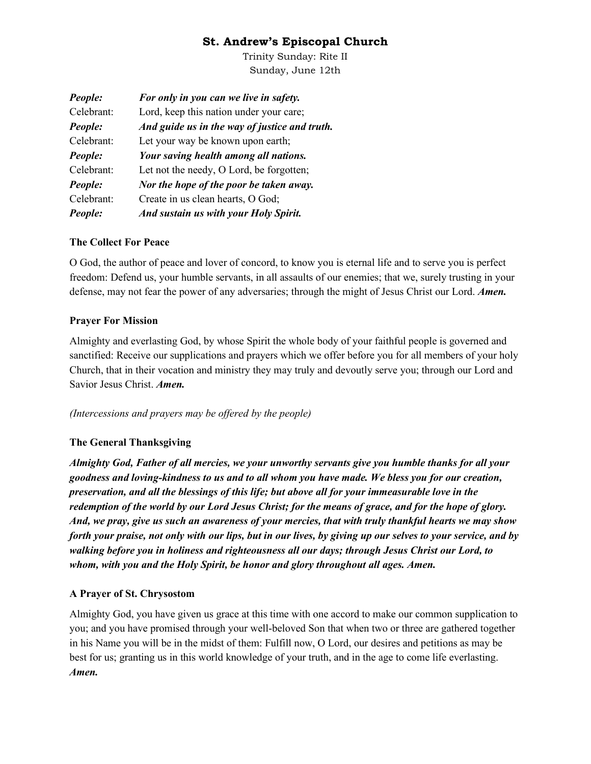**St. Andrew's Episcopal Church**

Trinity Sunday: Rite II

Sunday, June 12th

| | |
|---|---|
| ***People:*** | ***For only in you can we live in safety.*** |
| Celebrant: | Lord, keep this nation under your care; |
| ***People:*** | ***And guide us in the way of justice and truth.*** |
| Celebrant: | Let your way be known upon earth; |
| ***People:*** | ***Your saving health among all nations.*** |
| Celebrant: | Let not the needy, O Lord, be forgotten; |
| ***People:*** | ***Nor the hope of the poor be taken away.*** |
| Celebrant: | Create in us clean hearts, O God; |
| ***People:*** | ***And sustain us with your Holy Spirit.*** |

**The Collect For Peace**

O God, the author of peace and lover of concord, to know you is eternal life and to serve you is perfect freedom: Defend us, your humble servants, in all assaults of our enemies; that we, surely trusting in your defense, may not fear the power of any adversaries; through the might of Jesus Christ our Lord. ***Amen.***

**Prayer For Mission**

Almighty and everlasting God, by whose Spirit the whole body of your faithful people is governed and sanctified: Receive our supplications and prayers which we offer before you for all members of your holy Church, that in their vocation and ministry they may truly and devoutly serve you; through our Lord and Savior Jesus Christ. ***Amen.***

*(Intercessions and prayers may be offered by the people)*

**The General Thanksgiving**

***Almighty God, Father of all mercies, we your unworthy servants give you humble thanks for all your goodness and loving-kindness to us and to all whom you have made. We bless you for our creation, preservation, and all the blessings of this life; but above all for your immeasurable love in the redemption of the world by our Lord Jesus Christ; for the means of grace, and for the hope of glory. And, we pray, give us such an awareness of your mercies, that with truly thankful hearts we may show forth your praise, not only with our lips, but in our lives, by giving up our selves to your service, and by walking before you in holiness and righteousness all our days; through Jesus Christ our Lord, to whom, with you and the Holy Spirit, be honor and glory throughout all ages. Amen.***

**A Prayer of St. Chrysostom**

Almighty God, you have given us grace at this time with one accord to make our common supplication to you; and you have promised through your well-beloved Son that when two or three are gathered together in his Name you will be in the midst of them: Fulfill now, O Lord, our desires and petitions as may be best for us; granting us in this world knowledge of your truth, and in the age to come life everlasting. ***Amen.***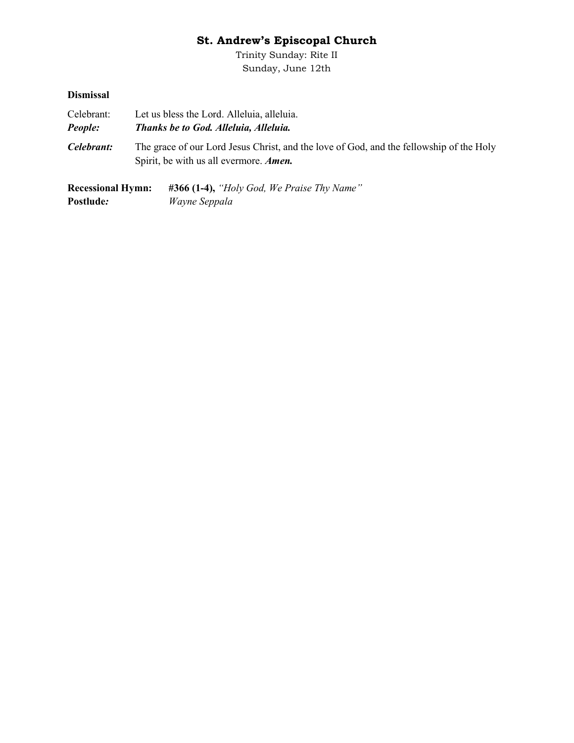**St. Andrew's Episcopal Church**

Trinity Sunday: Rite II
Sunday, June 12th

**Dismissal**

Celebrant: Let us bless the Lord. Alleluia, alleluia.
***People:*** ***Thanks be to God. Alleluia, Alleluia.***

***Celebrant:*** The grace of our Lord Jesus Christ, and the love of God, and the fellowship of the Holy Spirit, be with us all evermore. ***Amen.***

**Recessional Hymn:** **#366 (1-4),** *"Holy God, We Praise Thy Name"*
**Postlude*:*** *Wayne Seppala*